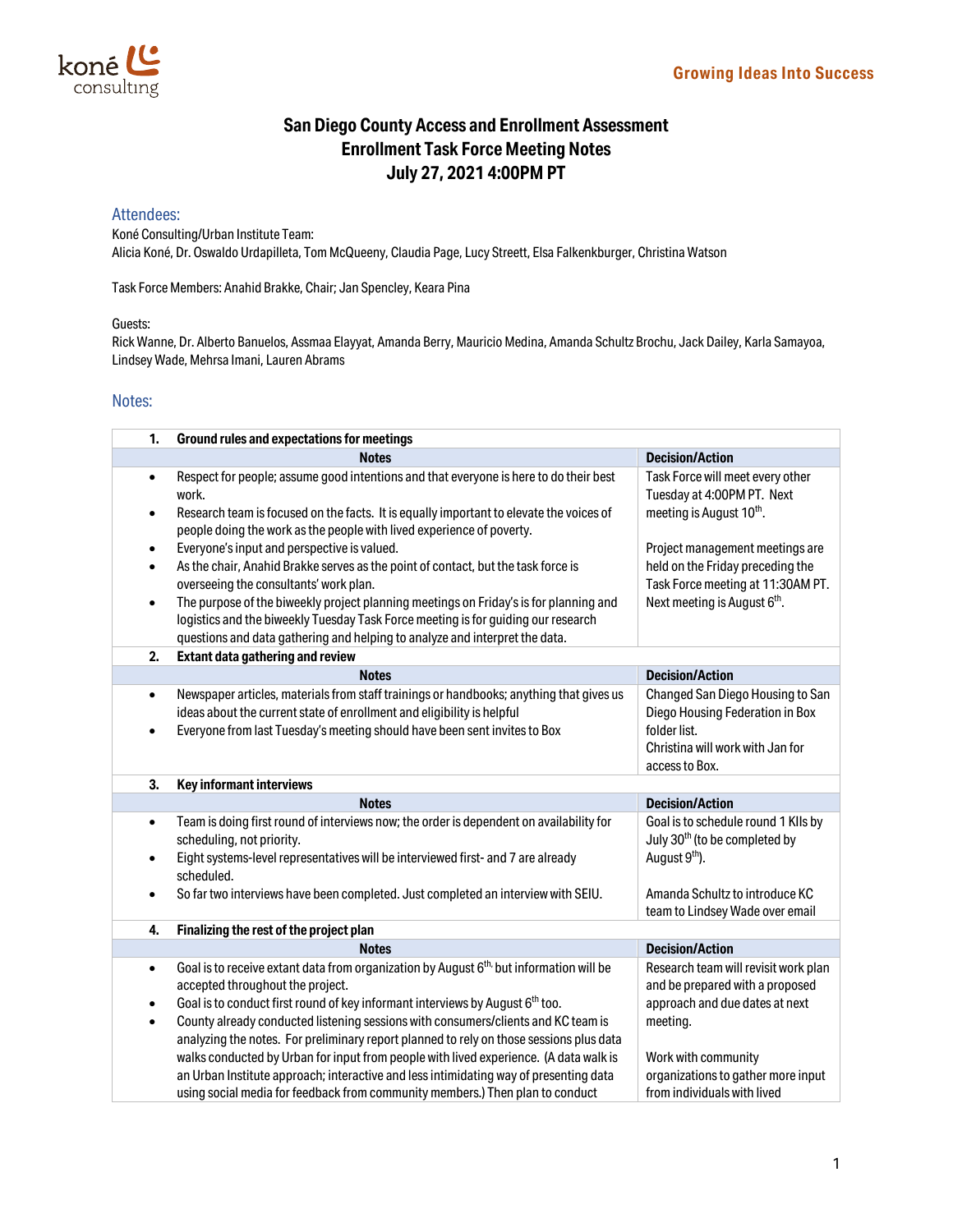# San Diego County Access and Enrollment Assessment
# Enrollment Task Force Meeting Notes
# July 27, 2021 4:00PM PT

## Attendees:

Koné Consulting/Urban Institute Team:
Alicia Koné, Dr. Oswaldo Urdapilleta, Tom McQueeny, Claudia Page, Lucy Streett, Elsa Falkenkburger, Christina Watson

Task Force Members: Anahid Brakke, Chair; Jan Spencley, Keara Pina

Guests:
Rick Wanne, Dr. Alberto Banuelos, Assmaa Elayyat, Amanda Berry, Mauricio Medina, Amanda Schultz Brochu, Jack Dailey, Karla Samayoa, Lindsey Wade, Mehrsa Imani, Lauren Abrams

## Notes:

**1. Ground rules and expectations for meetings**

| Notes | Decision/Action |
|---|---|
| • Respect for people; assume good intentions and that everyone is here to do their best work.<br>• Research team is focused on the facts. It is equally important to elevate the voices of people doing the work as the people with lived experience of poverty.<br>• Everyone's input and perspective is valued.<br>• As the chair, Anahid Brakke serves as the point of contact, but the task force is overseeing the consultants' work plan.<br>• The purpose of the biweekly project planning meetings on Friday's is for planning and logistics and the biweekly Tuesday Task Force meeting is for guiding our research questions and data gathering and helping to analyze and interpret the data. | Task Force will meet every other Tuesday at 4:00PM PT. Next meeting is August 10th.<br><br>Project management meetings are held on the Friday preceding the Task Force meeting at 11:30AM PT. Next meeting is August 6th. |

**2. Extant data gathering and review**

| Notes | Decision/Action |
|---|---|
| • Newspaper articles, materials from staff trainings or handbooks; anything that gives us ideas about the current state of enrollment and eligibility is helpful<br>• Everyone from last Tuesday's meeting should have been sent invites to Box | Changed San Diego Housing to San Diego Housing Federation in Box folder list.<br>Christina will work with Jan for access to Box. |

**3. Key informant interviews**

| Notes | Decision/Action |
|---|---|
| • Team is doing first round of interviews now; the order is dependent on availability for scheduling, not priority.<br>• Eight systems-level representatives will be interviewed first- and 7 are already scheduled.<br>• So far two interviews have been completed. Just completed an interview with SEIU. | Goal is to schedule round 1 KIIs by July 30th (to be completed by August 9th).<br><br>Amanda Schultz to introduce KC team to Lindsey Wade over email |

**4. Finalizing the rest of the project plan**

| Notes | Decision/Action |
|---|---|
| • Goal is to receive extant data from organization by August 6th, but information will be accepted throughout the project.<br>• Goal is to conduct first round of key informant interviews by August 6th too.<br>• County already conducted listening sessions with consumers/clients and KC team is analyzing the notes. For preliminary report planned to rely on those sessions plus data walks conducted by Urban for input from people with lived experience. (A data walk is an Urban Institute approach; interactive and less intimidating way of presenting data using social media for feedback from community members.) Then plan to conduct | Research team will revisit work plan and be prepared with a proposed approach and due dates at next meeting.<br><br>Work with community organizations to gather more input from individuals with lived |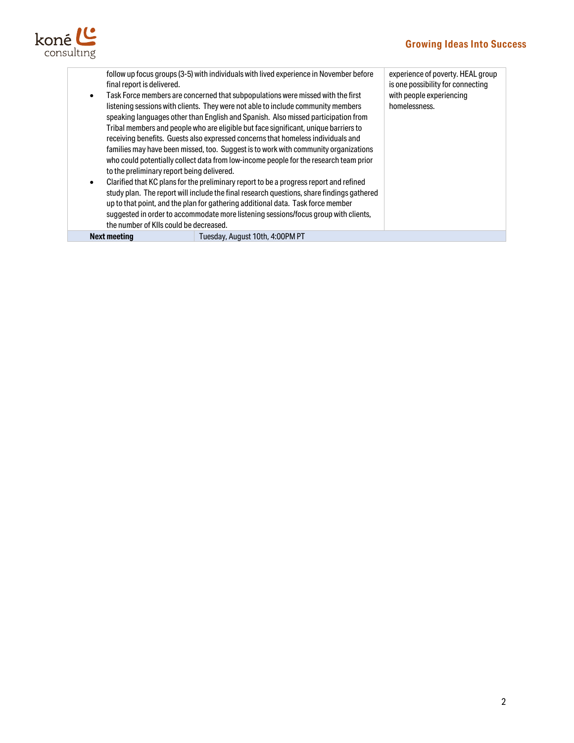| | | |
|---|---|---|
| | follow up focus groups (3-5) with individuals with lived experience in November before final report is delivered.<br>• Task Force members are concerned that subpopulations were missed with the first listening sessions with clients. They were not able to include community members speaking languages other than English and Spanish. Also missed participation from Tribal members and people who are eligible but face significant, unique barriers to receiving benefits. Guests also expressed concerns that homeless individuals and families may have been missed, too. Suggest is to work with community organizations who could potentially collect data from low-income people for the research team prior to the preliminary report being delivered.<br>• Clarified that KC plans for the preliminary report to be a progress report and refined study plan. The report will include the final research questions, share findings gathered up to that point, and the plan for gathering additional data. Task force member suggested in order to accommodate more listening sessions/focus group with clients, the number of KIIs could be decreased. | experience of poverty. HEAL group is one possibility for connecting with people experiencing homelessness. |
| **Next meeting** | Tuesday, August 10th, 4:00PM PT | |